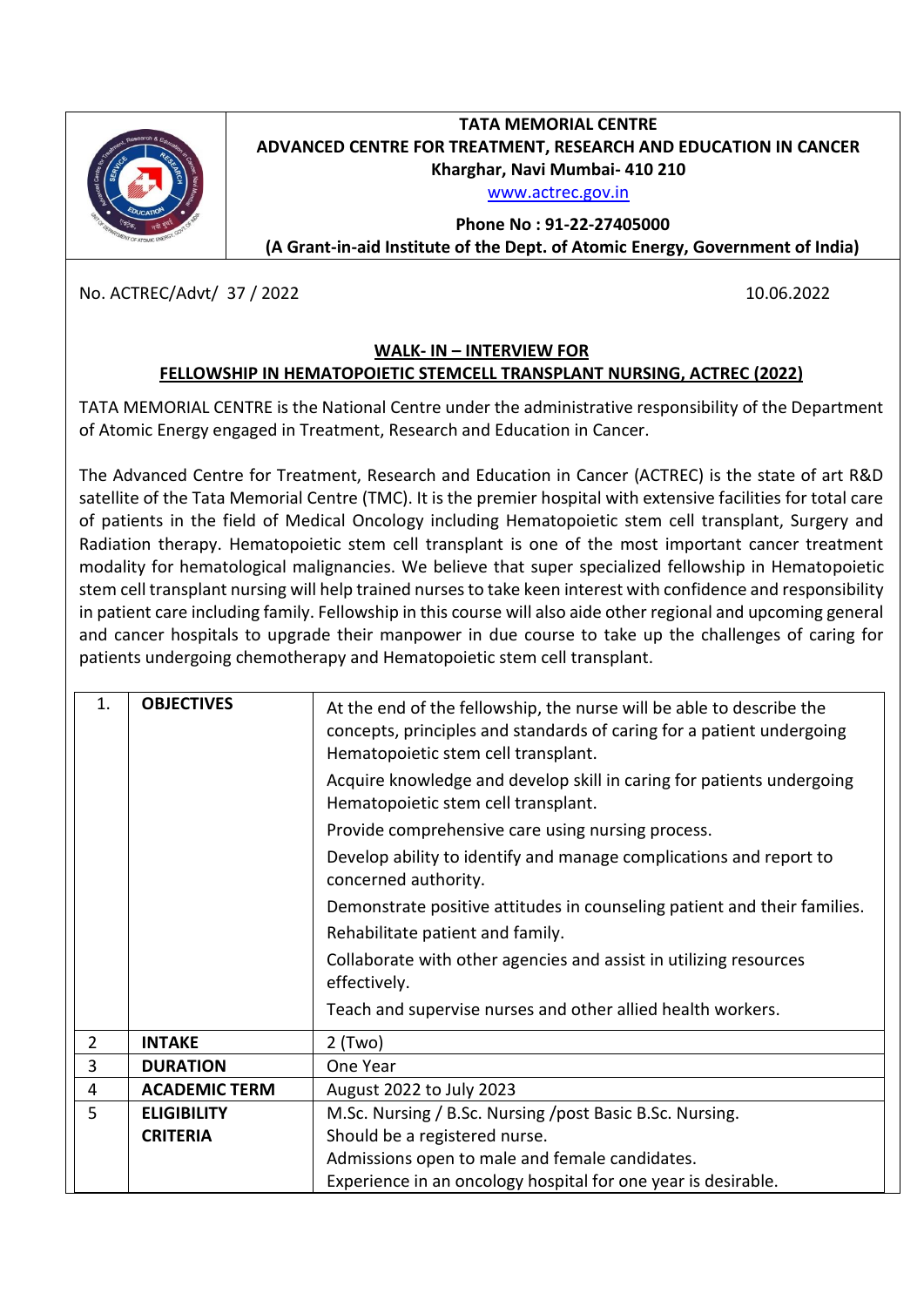**TATA MEMORIAL CENTRE**
**ADVANCED CENTRE FOR TREATMENT, RESEARCH AND EDUCATION IN CANCER**
**Kharghar, Navi Mumbai- 410 210**
www.actrec.gov.in

**Phone No : 91-22-27405000**
**(A Grant-in-aid Institute of the Dept. of Atomic Energy, Government of India)**

No. ACTREC/Advt/ 37 / 2022 10.06.2022

## WALK- IN – INTERVIEW FOR FELLOWSHIP IN HEMATOPOIETIC STEMCELL TRANSPLANT NURSING, ACTREC (2022)

TATA MEMORIAL CENTRE is the National Centre under the administrative responsibility of the Department of Atomic Energy engaged in Treatment, Research and Education in Cancer.

The Advanced Centre for Treatment, Research and Education in Cancer (ACTREC) is the state of art R&D satellite of the Tata Memorial Centre (TMC). It is the premier hospital with extensive facilities for total care of patients in the field of Medical Oncology including Hematopoietic stem cell transplant, Surgery and Radiation therapy. Hematopoietic stem cell transplant is one of the most important cancer treatment modality for hematological malignancies. We believe that super specialized fellowship in Hematopoietic stem cell transplant nursing will help trained nurses to take keen interest with confidence and responsibility in patient care including family. Fellowship in this course will also aide other regional and upcoming general and cancer hospitals to upgrade their manpower in due course to take up the challenges of caring for patients undergoing chemotherapy and Hematopoietic stem cell transplant.

| | | |
|---|---|---|
| 1. | **OBJECTIVES** | At the end of the fellowship, the nurse will be able to describe the concepts, principles and standards of caring for a patient undergoing Hematopoietic stem cell transplant.<br>Acquire knowledge and develop skill in caring for patients undergoing Hematopoietic stem cell transplant.<br>Provide comprehensive care using nursing process.<br>Develop ability to identify and manage complications and report to concerned authority.<br>Demonstrate positive attitudes in counseling patient and their families.<br>Rehabilitate patient and family.<br>Collaborate with other agencies and assist in utilizing resources effectively.<br>Teach and supervise nurses and other allied health workers. |
| 2 | **INTAKE** | 2 (Two) |
| 3 | **DURATION** | One Year |
| 4 | **ACADEMIC TERM** | August 2022 to July 2023 |
| 5 | **ELIGIBILITY CRITERIA** | M.Sc. Nursing / B.Sc. Nursing /post Basic B.Sc. Nursing.<br>Should be a registered nurse.<br>Admissions open to male and female candidates.<br>Experience in an oncology hospital for one year is desirable. |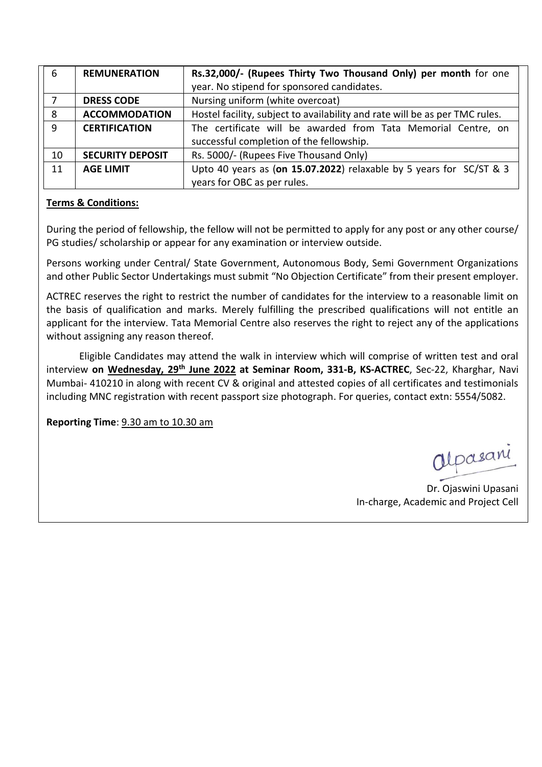| | | |
|---|---|---|
| 6 | **REMUNERATION** | **Rs.32,000/- (Rupees Thirty Two Thousand Only) per month** for one year. No stipend for sponsored candidates. |
| 7 | **DRESS CODE** | Nursing uniform (white overcoat) |
| 8 | **ACCOMMODATION** | Hostel facility, subject to availability and rate will be as per TMC rules. |
| 9 | **CERTIFICATION** | The certificate will be awarded from Tata Memorial Centre, on successful completion of the fellowship. |
| 10 | **SECURITY DEPOSIT** | Rs. 5000/- (Rupees Five Thousand Only) |
| 11 | **AGE LIMIT** | Upto 40 years as (**on 15.07.2022**) relaxable by 5 years for SC/ST & 3 years for OBC as per rules. |

**Terms & Conditions:**

During the period of fellowship, the fellow will not be permitted to apply for any post or any other course/ PG studies/ scholarship or appear for any examination or interview outside.

Persons working under Central/ State Government, Autonomous Body, Semi Government Organizations and other Public Sector Undertakings must submit "No Objection Certificate" from their present employer.

ACTREC reserves the right to restrict the number of candidates for the interview to a reasonable limit on the basis of qualification and marks. Merely fulfilling the prescribed qualifications will not entitle an applicant for the interview. Tata Memorial Centre also reserves the right to reject any of the applications without assigning any reason thereof.

Eligible Candidates may attend the walk in interview which will comprise of written test and oral interview **on Wednesday, 29th June 2022 at Seminar Room, 331-B, KS-ACTREC**, Sec-22, Kharghar, Navi Mumbai- 410210 in along with recent CV & original and attested copies of all certificates and testimonials including MNC registration with recent passport size photograph. For queries, contact extn: 5554/5082.

**Reporting Time**: 9.30 am to 10.30 am

Dr. Ojaswini Upasani
In-charge, Academic and Project Cell